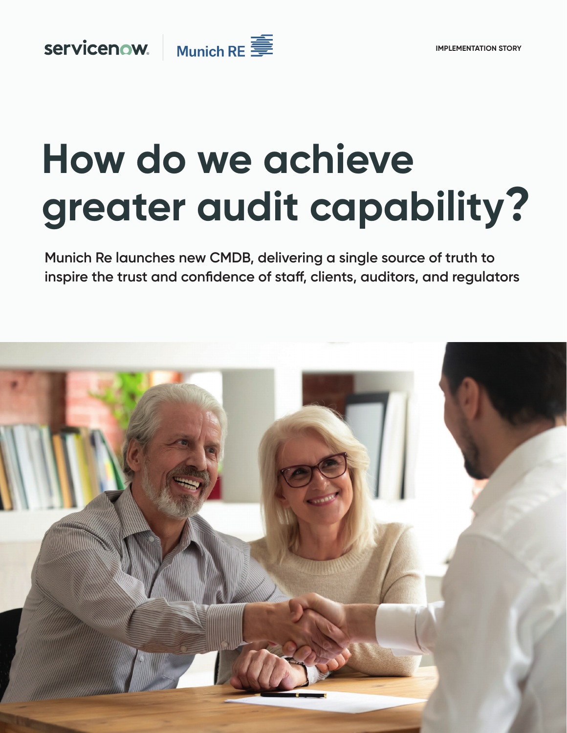servicenow | Munich RE

IMPLEMENTATION STORY

# How do we achieve greater audit capability?

**Munich Re launches new CMDB, delivering a single source of truth to inspire the trust and confidence of staff, clients, auditors, and regulators**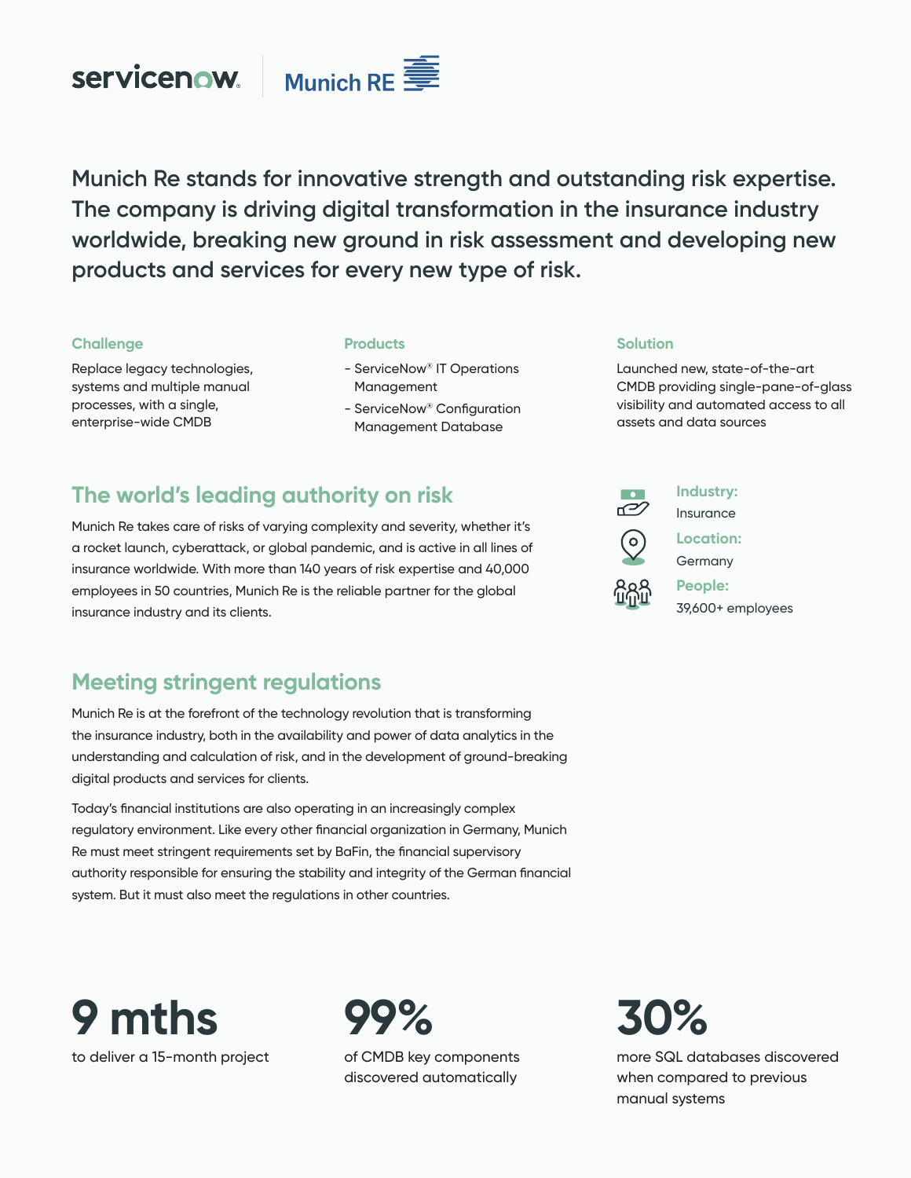servicenow | Munich RE

**Munich Re stands for innovative strength and outstanding risk expertise. The company is driving digital transformation in the insurance industry worldwide, breaking new ground in risk assessment and developing new products and services for every new type of risk.**

#### Challenge

Replace legacy technologies, systems and multiple manual processes, with a single, enterprise-wide CMDB

#### Products

- ServiceNow® IT Operations Management
- ServiceNow® Configuration Management Database

#### Solution

Launched new, state-of-the-art CMDB providing single-pane-of-glass visibility and automated access to all assets and data sources

**Industry:**
Insurance

**Location:**
Germany

**People:**
39,600+ employees

## The world's leading authority on risk

Munich Re takes care of risks of varying complexity and severity, whether it's a rocket launch, cyberattack, or global pandemic, and is active in all lines of insurance worldwide. With more than 140 years of risk expertise and 40,000 employees in 50 countries, Munich Re is the reliable partner for the global insurance industry and its clients.

## Meeting stringent regulations

Munich Re is at the forefront of the technology revolution that is transforming the insurance industry, both in the availability and power of data analytics in the understanding and calculation of risk, and in the development of ground-breaking digital products and services for clients.

Today's financial institutions are also operating in an increasingly complex regulatory environment. Like every other financial organization in Germany, Munich Re must meet stringent requirements set by BaFin, the financial supervisory authority responsible for ensuring the stability and integrity of the German financial system. But it must also meet the regulations in other countries.

**9 mths**
to deliver a 15-month project

**99%**
of CMDB key components discovered automatically

**30%**
more SQL databases discovered when compared to previous manual systems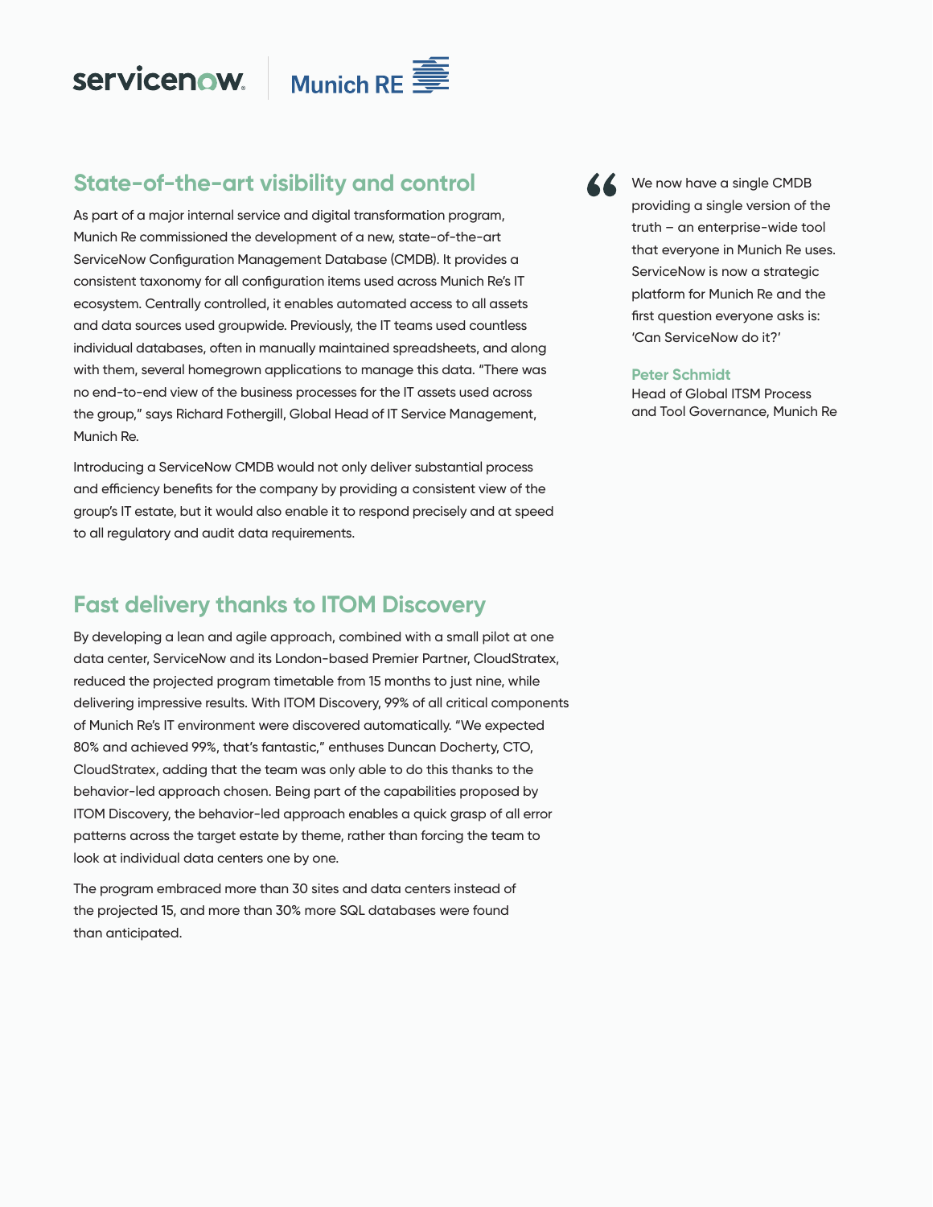## State-of-the-art visibility and control

As part of a major internal service and digital transformation program, Munich Re commissioned the development of a new, state-of-the-art ServiceNow Configuration Management Database (CMDB). It provides a consistent taxonomy for all configuration items used across Munich Re's IT ecosystem. Centrally controlled, it enables automated access to all assets and data sources used groupwide. Previously, the IT teams used countless individual databases, often in manually maintained spreadsheets, and along with them, several homegrown applications to manage this data. "There was no end-to-end view of the business processes for the IT assets used across the group," says Richard Fothergill, Global Head of IT Service Management, Munich Re.

Introducing a ServiceNow CMDB would not only deliver substantial process and efficiency benefits for the company by providing a consistent view of the group's IT estate, but it would also enable it to respond precisely and at speed to all regulatory and audit data requirements.

> We now have a single CMDB providing a single version of the truth – an enterprise-wide tool that everyone in Munich Re uses. ServiceNow is now a strategic platform for Munich Re and the first question everyone asks is: 'Can ServiceNow do it?'
>
> **Peter Schmidt**
> Head of Global ITSM Process and Tool Governance, Munich Re

## Fast delivery thanks to ITOM Discovery

By developing a lean and agile approach, combined with a small pilot at one data center, ServiceNow and its London-based Premier Partner, CloudStratex, reduced the projected program timetable from 15 months to just nine, while delivering impressive results. With ITOM Discovery, 99% of all critical components of Munich Re's IT environment were discovered automatically. "We expected 80% and achieved 99%, that's fantastic," enthuses Duncan Docherty, CTO, CloudStratex, adding that the team was only able to do this thanks to the behavior-led approach chosen. Being part of the capabilities proposed by ITOM Discovery, the behavior-led approach enables a quick grasp of all error patterns across the target estate by theme, rather than forcing the team to look at individual data centers one by one.

The program embraced more than 30 sites and data centers instead of the projected 15, and more than 30% more SQL databases were found than anticipated.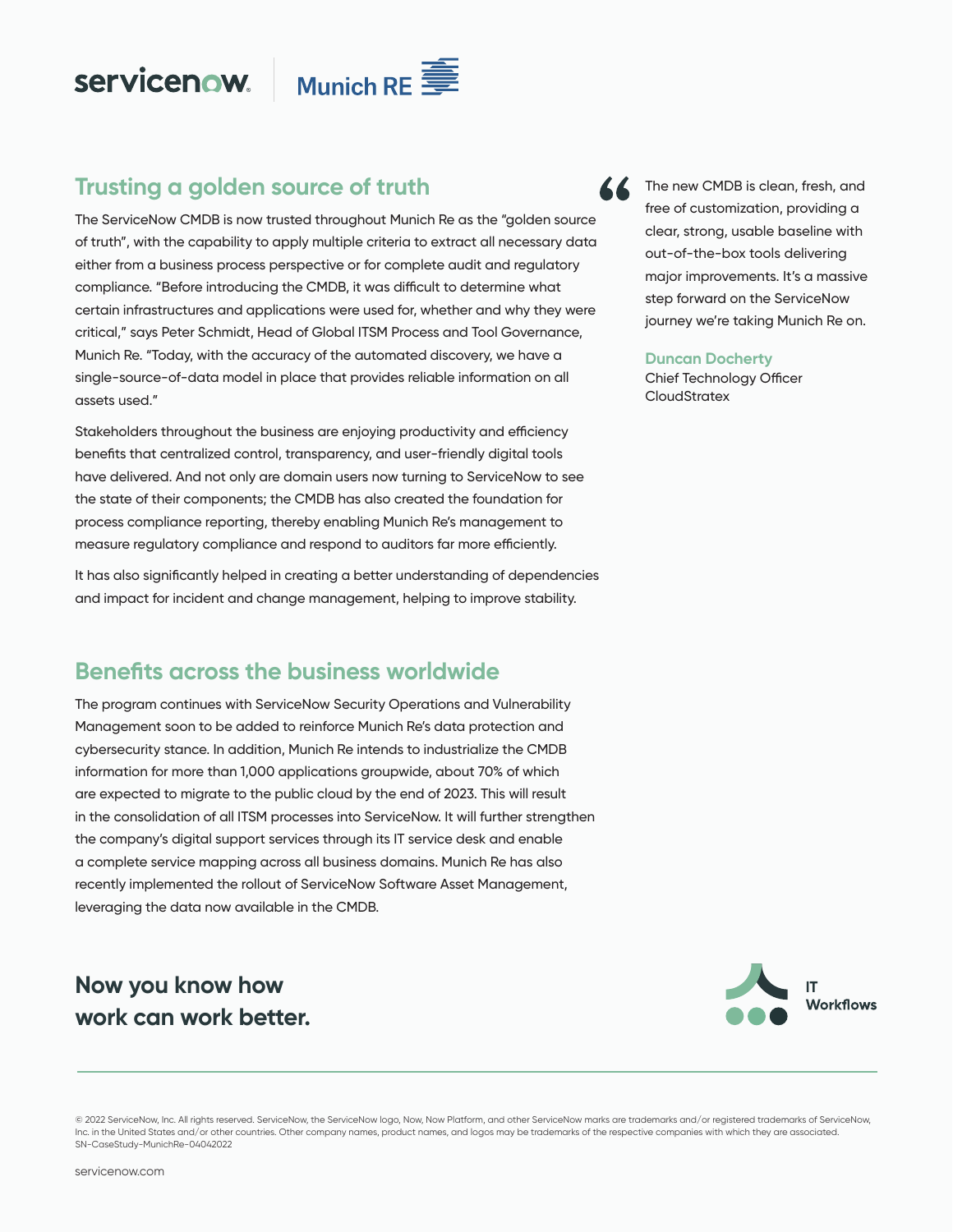## Trusting a golden source of truth

The ServiceNow CMDB is now trusted throughout Munich Re as the "golden source of truth", with the capability to apply multiple criteria to extract all necessary data either from a business process perspective or for complete audit and regulatory compliance. "Before introducing the CMDB, it was difficult to determine what certain infrastructures and applications were used for, whether and why they were critical," says Peter Schmidt, Head of Global ITSM Process and Tool Governance, Munich Re. "Today, with the accuracy of the automated discovery, we have a single-source-of-data model in place that provides reliable information on all assets used."

Stakeholders throughout the business are enjoying productivity and efficiency benefits that centralized control, transparency, and user-friendly digital tools have delivered. And not only are domain users now turning to ServiceNow to see the state of their components; the CMDB has also created the foundation for process compliance reporting, thereby enabling Munich Re's management to measure regulatory compliance and respond to auditors far more efficiently.

It has also significantly helped in creating a better understanding of dependencies and impact for incident and change management, helping to improve stability.

> The new CMDB is clean, fresh, and free of customization, providing a clear, strong, usable baseline with out-of-the-box tools delivering major improvements. It's a massive step forward on the ServiceNow journey we're taking Munich Re on.
>
> **Duncan Docherty**
> Chief Technology Officer
> CloudStratex

## Benefits across the business worldwide

The program continues with ServiceNow Security Operations and Vulnerability Management soon to be added to reinforce Munich Re's data protection and cybersecurity stance. In addition, Munich Re intends to industrialize the CMDB information for more than 1,000 applications groupwide, about 70% of which are expected to migrate to the public cloud by the end of 2023. This will result in the consolidation of all ITSM processes into ServiceNow. It will further strengthen the company's digital support services through its IT service desk and enable a complete service mapping across all business domains. Munich Re has also recently implemented the rollout of ServiceNow Software Asset Management, leveraging the data now available in the CMDB.

**Now you know how work can work better.**

IT Workflows

© 2022 ServiceNow, Inc. All rights reserved. ServiceNow, the ServiceNow logo, Now, Now Platform, and other ServiceNow marks are trademarks and/or registered trademarks of ServiceNow, Inc. in the United States and/or other countries. Other company names, product names, and logos may be trademarks of the respective companies with which they are associated.
SN-CaseStudy-MunichRe-04042022

servicenow.com